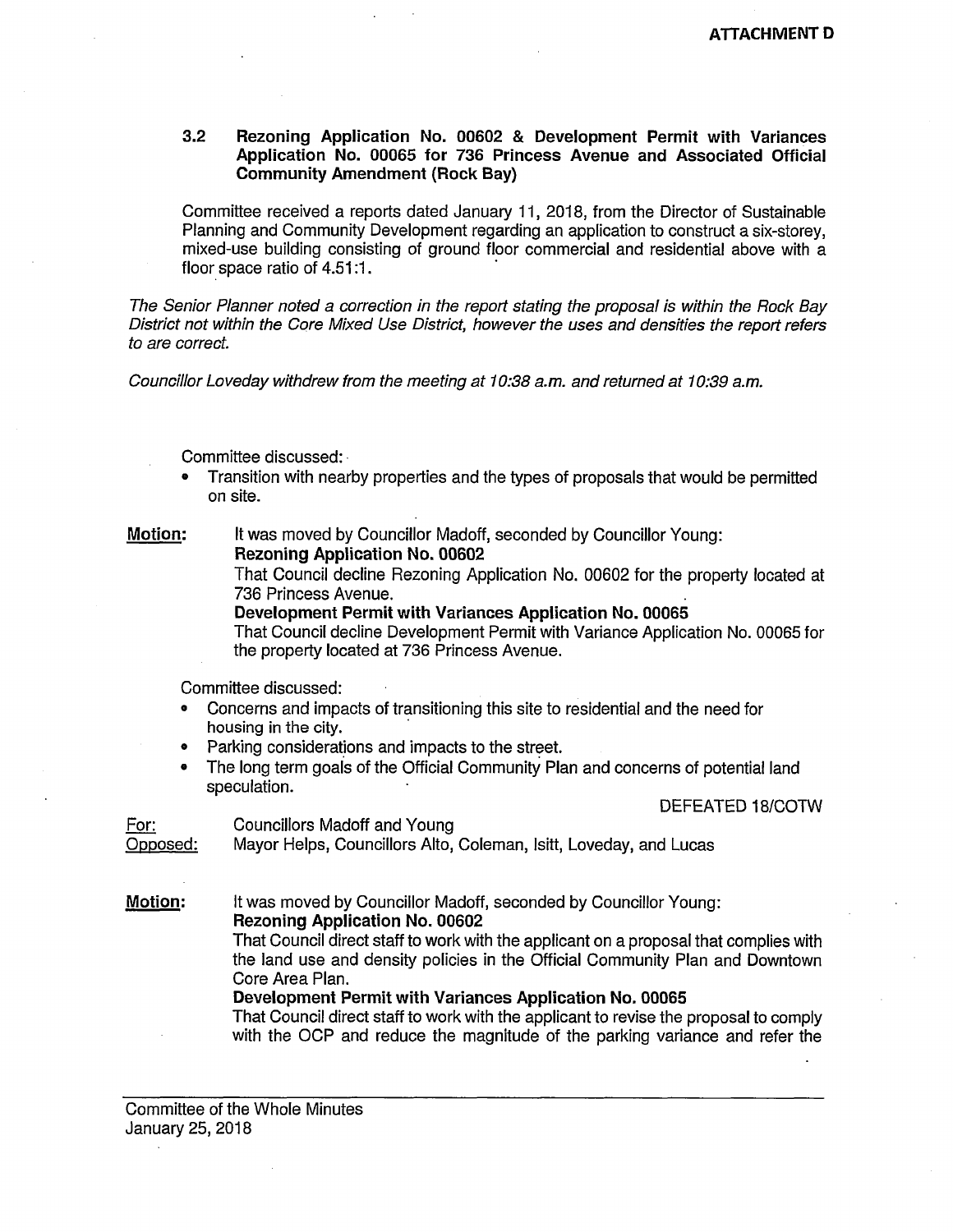**ATTACHMENT D**

### 3.2 Rezoning Application No. 00602 & Development Permit with Variances Application No. 00065 for 736 Princess Avenue and Associated Official Community Amendment (Rock Bay)

Committee received a reports dated January 11, 2018, from the Director of Sustainable Planning and Community Development regarding an application to construct a six-storey, mixed-use building consisting of ground floor commercial and residential above with a floor space ratio of 4.51:1.

*The Senior Planner noted a correction in the report stating the proposal is within the Rock Bay District not within the Core Mixed Use District, however the uses and densities the report refers to are correct.*

*Councillor Loveday withdrew from the meeting at 10:38 a.m. and returned at 10:39 a.m.*

Committee discussed:

- Transition with nearby properties and the types of proposals that would be permitted on site.

**Motion:** It was moved by Councillor Madoff, seconded by Councillor Young:

**Rezoning Application No. 00602**

That Council decline Rezoning Application No. 00602 for the property located at 736 Princess Avenue.

**Development Permit with Variances Application No. 00065**

That Council decline Development Permit with Variance Application No. 00065 for the property located at 736 Princess Avenue.

Committee discussed:

- Concerns and impacts of transitioning this site to residential and the need for housing in the city.
- Parking considerations and impacts to the street.
- The long term goals of the Official Community Plan and concerns of potential land speculation.

DEFEATED 18/COTW

For: Councillors Madoff and Young

Opposed: Mayor Helps, Councillors Alto, Coleman, Isitt, Loveday, and Lucas

**Motion:** It was moved by Councillor Madoff, seconded by Councillor Young:

**Rezoning Application No. 00602**

That Council direct staff to work with the applicant on a proposal that complies with the land use and density policies in the Official Community Plan and Downtown Core Area Plan.

**Development Permit with Variances Application No. 00065**

That Council direct staff to work with the applicant to revise the proposal to comply with the OCP and reduce the magnitude of the parking variance and refer the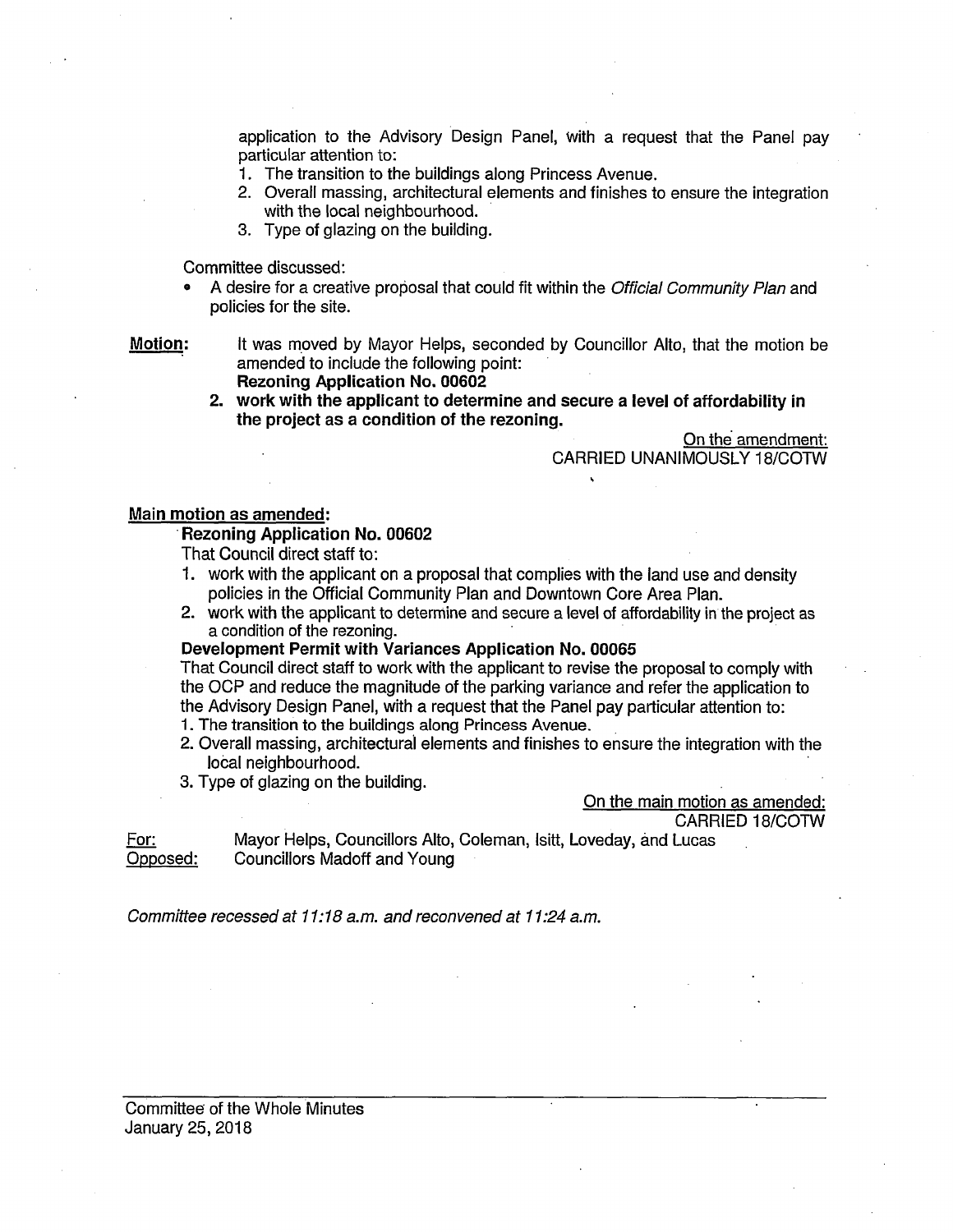application to the Advisory Design Panel, with a request that the Panel pay particular attention to:

1. The transition to the buildings along Princess Avenue.
2. Overall massing, architectural elements and finishes to ensure the integration with the local neighbourhood.
3. Type of glazing on the building.

Committee discussed:

- A desire for a creative proposal that could fit within the *Official Community Plan* and policies for the site.

**Motion:** It was moved by Mayor Helps, seconded by Councillor Alto, that the motion be amended to include the following point:

**Rezoning Application No. 00602**

**2. work with the applicant to determine and secure a level of affordability in the project as a condition of the rezoning.**

On the amendment:
CARRIED UNANIMOUSLY 18/COTW

**Main motion as amended:**

**Rezoning Application No. 00602**

That Council direct staff to:

1. work with the applicant on a proposal that complies with the land use and density policies in the Official Community Plan and Downtown Core Area Plan.
2. work with the applicant to determine and secure a level of affordability in the project as a condition of the rezoning.

**Development Permit with Variances Application No. 00065**

That Council direct staff to work with the applicant to revise the proposal to comply with the OCP and reduce the magnitude of the parking variance and refer the application to the Advisory Design Panel, with a request that the Panel pay particular attention to:

1. The transition to the buildings along Princess Avenue.
2. Overall massing, architectural elements and finishes to ensure the integration with the local neighbourhood.
3. Type of glazing on the building.

On the main motion as amended:
CARRIED 18/COTW

For: Mayor Helps, Councillors Alto, Coleman, Isitt, Loveday, and Lucas
Opposed: Councillors Madoff and Young

*Committee recessed at 11:18 a.m. and reconvened at 11:24 a.m.*